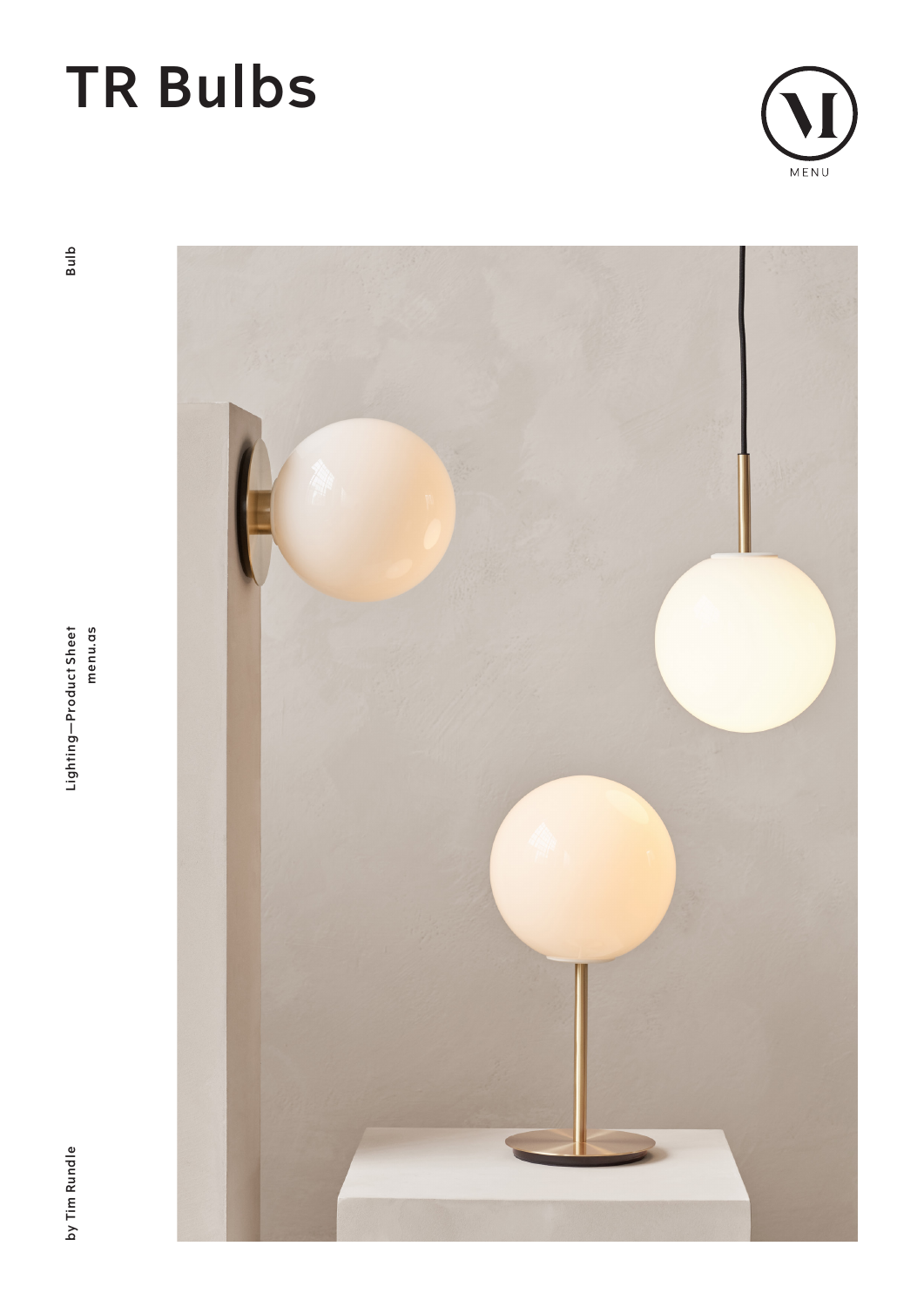# TR Bulbs

MENU

Bulb

Lighting—Product Sheet
menu.as

by Tim Rundle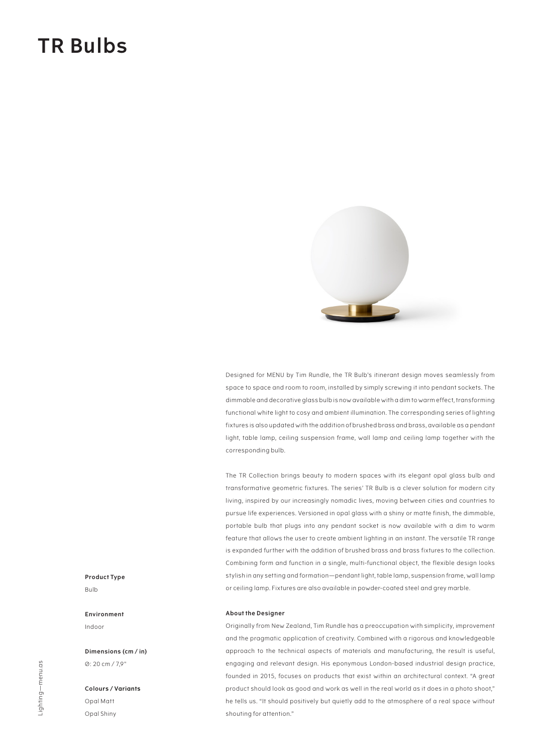# TR Bulbs

Designed for MENU by Tim Rundle, the TR Bulb's itinerant design moves seamlessly from space to space and room to room, installed by simply screwing it into pendant sockets. The dimmable and decorative glass bulb is now available with a dim to warm effect, transforming functional white light to cosy and ambient illumination. The corresponding series of lighting fixtures is also updated with the addition of brushed brass and brass, available as a pendant light, table lamp, ceiling suspension frame, wall lamp and ceiling lamp together with the corresponding bulb.

The TR Collection brings beauty to modern spaces with its elegant opal glass bulb and transformative geometric fixtures. The series' TR Bulb is a clever solution for modern city living, inspired by our increasingly nomadic lives, moving between cities and countries to pursue life experiences. Versioned in opal glass with a shiny or matte finish, the dimmable, portable bulb that plugs into any pendant socket is now available with a dim to warm feature that allows the user to create ambient lighting in an instant. The versatile TR range is expanded further with the addition of brushed brass and brass fixtures to the collection. Combining form and function in a single, multi-functional object, the flexible design looks stylish in any setting and formation—pendant light, table lamp, suspension frame, wall lamp or ceiling lamp. Fixtures are also available in powder-coated steel and grey marble.

**About the Designer**

Originally from New Zealand, Tim Rundle has a preoccupation with simplicity, improvement and the pragmatic application of creativity. Combined with a rigorous and knowledgeable approach to the technical aspects of materials and manufacturing, the result is useful, engaging and relevant design. His eponymous London-based industrial design practice, founded in 2015, focuses on products that exist within an architectural context. "A great product should look as good and work as well in the real world as it does in a photo shoot," he tells us. "It should positively but quietly add to the atmosphere of a real space without shouting for attention."

**Product Type**

Bulb

**Environment**

Indoor

**Dimensions (cm / in)**

Ø: 20 cm / 7,9"

**Colours / Variants**

Opal Matt

Opal Shiny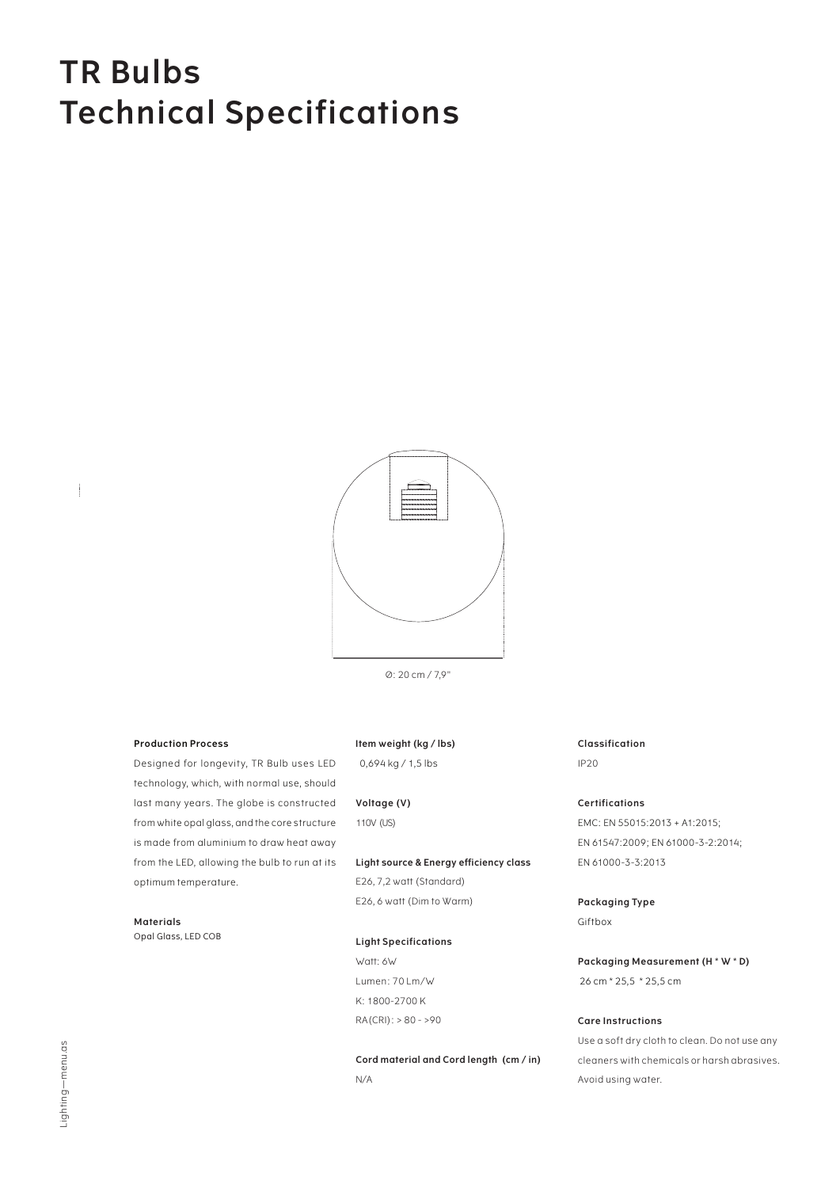# TR Bulbs
# Technical Specifications

Ø: 20 cm / 7,9"

**Production Process**

Designed for longevity, TR Bulb uses LED technology, which, with normal use, should last many years. The globe is constructed from white opal glass, and the core structure is made from aluminium to draw heat away from the LED, allowing the bulb to run at its optimum temperature.

**Materials**

Opal Glass, LED COB

**Item weight (kg / lbs)**

0,694 kg / 1,5 lbs

**Voltage (V)**

110V (US)

**Light source & Energy efficiency class**

E26, 7,2 watt (Standard)
E26, 6 watt (Dim to Warm)

**Light Specifications**

Watt: 6W
Lumen: 70 Lm/W
K: 1800-2700 K
RA(CRI): > 80 - >90

**Cord material and Cord length (cm / in)**

N/A

**Classification**

IP20

**Certifications**

EMC: EN 55015:2013 + A1:2015;
EN 61547:2009; EN 61000-3-2:2014;
EN 61000-3-3:2013

**Packaging Type**

Giftbox

**Packaging Measurement (H * W * D)**

26 cm * 25,5 * 25,5 cm

**Care Instructions**

Use a soft dry cloth to clean. Do not use any cleaners with chemicals or harsh abrasives. Avoid using water.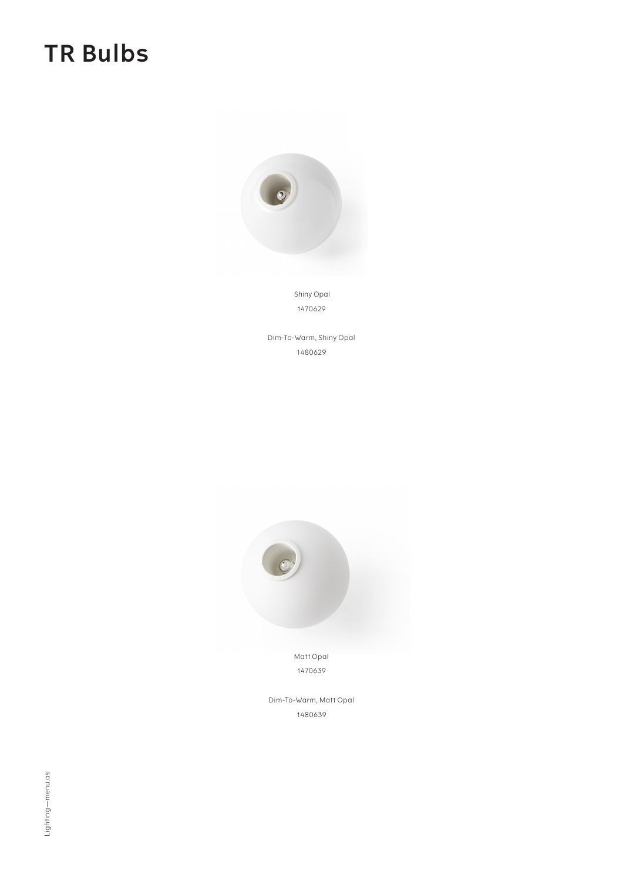# TR Bulbs

Shiny Opal
1470629

Dim-To-Warm, Shiny Opal
1480629

Matt Opal
1470639

Dim-To-Warm, Matt Opal
1480639